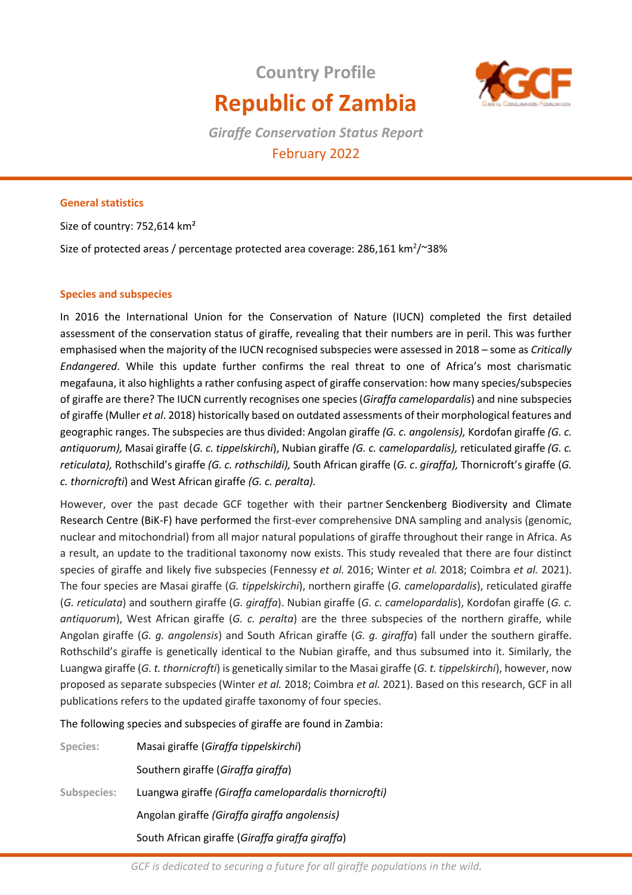# Country Profile

# Republic of Zambia

*Giraffe Conservation Status Report*

February 2022

## General statistics

Size of country: 752,614 km²

Size of protected areas / percentage protected area coverage: 286,161 km²/~38%

## Species and subspecies

In 2016 the International Union for the Conservation of Nature (IUCN) completed the first detailed assessment of the conservation status of giraffe, revealing that their numbers are in peril. This was further emphasised when the majority of the IUCN recognised subspecies were assessed in 2018 – some as *Critically Endangered*. While this update further confirms the real threat to one of Africa's most charismatic megafauna, it also highlights a rather confusing aspect of giraffe conservation: how many species/subspecies of giraffe are there? The IUCN currently recognises one species (*Giraffa camelopardalis*) and nine subspecies of giraffe (Muller *et al*. 2018) historically based on outdated assessments of their morphological features and geographic ranges. The subspecies are thus divided: Angolan giraffe *(G. c. angolensis),* Kordofan giraffe *(G. c. antiquorum),* Masai giraffe (*G. c. tippelskirchi*), Nubian giraffe *(G. c. camelopardalis),* reticulated giraffe *(G. c. reticulata),* Rothschild's giraffe *(G. c. rothschildi),* South African giraffe (*G. c*. *giraffa),* Thornicroft's giraffe (*G. c. thornicrofti*) and West African giraffe *(G. c. peralta).*

However, over the past decade GCF together with their partner Senckenberg Biodiversity and Climate Research Centre (BiK-F) have performed the first-ever comprehensive DNA sampling and analysis (genomic, nuclear and mitochondrial) from all major natural populations of giraffe throughout their range in Africa. As a result, an update to the traditional taxonomy now exists. This study revealed that there are four distinct species of giraffe and likely five subspecies (Fennessy *et al.* 2016; Winter *et al.* 2018; Coimbra *et al.* 2021). The four species are Masai giraffe (*G. tippelskirchi*), northern giraffe (*G. camelopardalis*), reticulated giraffe (*G. reticulata*) and southern giraffe (*G. giraffa*). Nubian giraffe (*G. c. camelopardalis*), Kordofan giraffe (*G. c. antiquorum*), West African giraffe (*G. c. peralta*) are the three subspecies of the northern giraffe, while Angolan giraffe (*G. g. angolensis*) and South African giraffe (*G. g. giraffa*) fall under the southern giraffe. Rothschild's giraffe is genetically identical to the Nubian giraffe, and thus subsumed into it. Similarly, the Luangwa giraffe (*G. t. thornicrofti*) is genetically similar to the Masai giraffe (*G. t. tippelskirchi*), however, now proposed as separate subspecies (Winter *et al.* 2018; Coimbra *et al.* 2021). Based on this research, GCF in all publications refers to the updated giraffe taxonomy of four species.

The following species and subspecies of giraffe are found in Zambia:

**Species:**
- Masai giraffe (*Giraffa tippelskirchi*)
- Southern giraffe (*Giraffa giraffa*)

**Subspecies:**
- Luangwa giraffe *(Giraffa camelopardalis thornicrofti)*
- Angolan giraffe *(Giraffa giraffa angolensis)*
- South African giraffe (*Giraffa giraffa giraffa*)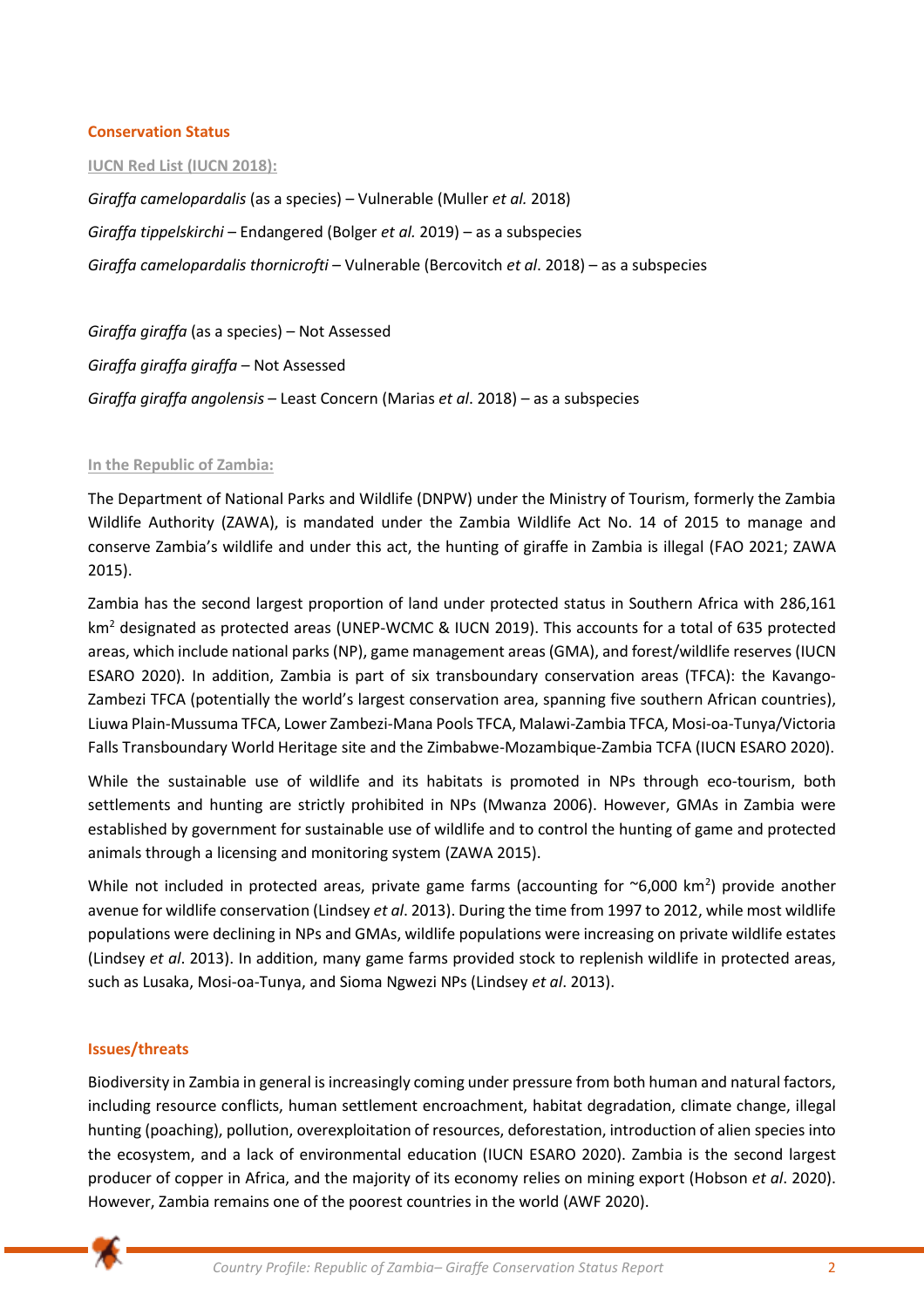## Conservation Status

### IUCN Red List (IUCN 2018):

*Giraffa camelopardalis* (as a species) – Vulnerable (Muller *et al.* 2018)

*Giraffa tippelskirchi* – Endangered (Bolger *et al.* 2019) – as a subspecies

*Giraffa camelopardalis thornicrofti* – Vulnerable (Bercovitch *et al*. 2018) – as a subspecies

*Giraffa giraffa* (as a species) – Not Assessed

*Giraffa giraffa giraffa* – Not Assessed

*Giraffa giraffa angolensis* – Least Concern (Marias *et al*. 2018) – as a subspecies

### In the Republic of Zambia:

The Department of National Parks and Wildlife (DNPW) under the Ministry of Tourism, formerly the Zambia Wildlife Authority (ZAWA), is mandated under the Zambia Wildlife Act No. 14 of 2015 to manage and conserve Zambia's wildlife and under this act, the hunting of giraffe in Zambia is illegal (FAO 2021; ZAWA 2015).

Zambia has the second largest proportion of land under protected status in Southern Africa with 286,161 km$^2$ designated as protected areas (UNEP-WCMC & IUCN 2019). This accounts for a total of 635 protected areas, which include national parks (NP), game management areas (GMA), and forest/wildlife reserves (IUCN ESARO 2020). In addition, Zambia is part of six transboundary conservation areas (TFCA): the Kavango-Zambezi TFCA (potentially the world's largest conservation area, spanning five southern African countries), Liuwa Plain-Mussuma TFCA, Lower Zambezi-Mana Pools TFCA, Malawi-Zambia TFCA, Mosi-oa-Tunya/Victoria Falls Transboundary World Heritage site and the Zimbabwe-Mozambique-Zambia TCFA (IUCN ESARO 2020).

While the sustainable use of wildlife and its habitats is promoted in NPs through eco-tourism, both settlements and hunting are strictly prohibited in NPs (Mwanza 2006). However, GMAs in Zambia were established by government for sustainable use of wildlife and to control the hunting of game and protected animals through a licensing and monitoring system (ZAWA 2015).

While not included in protected areas, private game farms (accounting for ~6,000 km$^2$) provide another avenue for wildlife conservation (Lindsey *et al*. 2013). During the time from 1997 to 2012, while most wildlife populations were declining in NPs and GMAs, wildlife populations were increasing on private wildlife estates (Lindsey *et al*. 2013). In addition, many game farms provided stock to replenish wildlife in protected areas, such as Lusaka, Mosi-oa-Tunya, and Sioma Ngwezi NPs (Lindsey *et al*. 2013).

## Issues/threats

Biodiversity in Zambia in general is increasingly coming under pressure from both human and natural factors, including resource conflicts, human settlement encroachment, habitat degradation, climate change, illegal hunting (poaching), pollution, overexploitation of resources, deforestation, introduction of alien species into the ecosystem, and a lack of environmental education (IUCN ESARO 2020). Zambia is the second largest producer of copper in Africa, and the majority of its economy relies on mining export (Hobson *et al*. 2020). However, Zambia remains one of the poorest countries in the world (AWF 2020).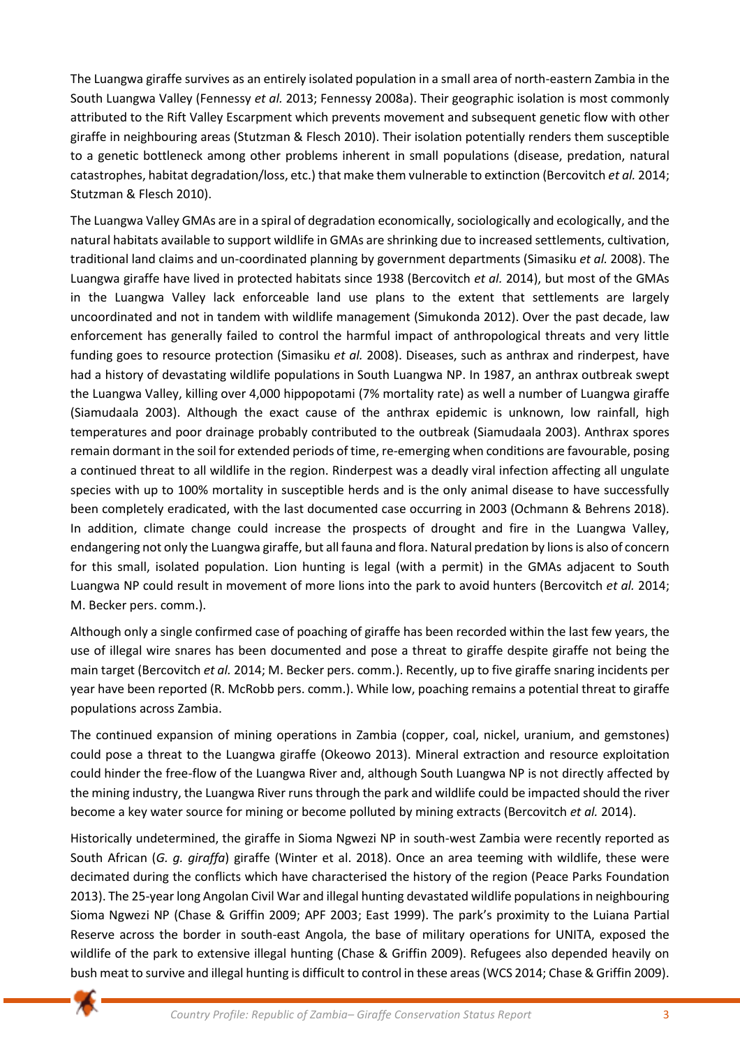The Luangwa giraffe survives as an entirely isolated population in a small area of north-eastern Zambia in the South Luangwa Valley (Fennessy *et al.* 2013; Fennessy 2008a). Their geographic isolation is most commonly attributed to the Rift Valley Escarpment which prevents movement and subsequent genetic flow with other giraffe in neighbouring areas (Stutzman & Flesch 2010). Their isolation potentially renders them susceptible to a genetic bottleneck among other problems inherent in small populations (disease, predation, natural catastrophes, habitat degradation/loss, etc.) that make them vulnerable to extinction (Bercovitch *et al.* 2014; Stutzman & Flesch 2010).

The Luangwa Valley GMAs are in a spiral of degradation economically, sociologically and ecologically, and the natural habitats available to support wildlife in GMAs are shrinking due to increased settlements, cultivation, traditional land claims and un-coordinated planning by government departments (Simasiku *et al.* 2008). The Luangwa giraffe have lived in protected habitats since 1938 (Bercovitch *et al.* 2014), but most of the GMAs in the Luangwa Valley lack enforceable land use plans to the extent that settlements are largely uncoordinated and not in tandem with wildlife management (Simukonda 2012). Over the past decade, law enforcement has generally failed to control the harmful impact of anthropological threats and very little funding goes to resource protection (Simasiku *et al.* 2008). Diseases, such as anthrax and rinderpest, have had a history of devastating wildlife populations in South Luangwa NP. In 1987, an anthrax outbreak swept the Luangwa Valley, killing over 4,000 hippopotami (7% mortality rate) as well a number of Luangwa giraffe (Siamudaala 2003). Although the exact cause of the anthrax epidemic is unknown, low rainfall, high temperatures and poor drainage probably contributed to the outbreak (Siamudaala 2003). Anthrax spores remain dormant in the soil for extended periods of time, re-emerging when conditions are favourable, posing a continued threat to all wildlife in the region. Rinderpest was a deadly viral infection affecting all ungulate species with up to 100% mortality in susceptible herds and is the only animal disease to have successfully been completely eradicated, with the last documented case occurring in 2003 (Ochmann & Behrens 2018). In addition, climate change could increase the prospects of drought and fire in the Luangwa Valley, endangering not only the Luangwa giraffe, but all fauna and flora. Natural predation by lions is also of concern for this small, isolated population. Lion hunting is legal (with a permit) in the GMAs adjacent to South Luangwa NP could result in movement of more lions into the park to avoid hunters (Bercovitch *et al.* 2014; M. Becker pers. comm.).

Although only a single confirmed case of poaching of giraffe has been recorded within the last few years, the use of illegal wire snares has been documented and pose a threat to giraffe despite giraffe not being the main target (Bercovitch *et al.* 2014; M. Becker pers. comm.). Recently, up to five giraffe snaring incidents per year have been reported (R. McRobb pers. comm.). While low, poaching remains a potential threat to giraffe populations across Zambia.

The continued expansion of mining operations in Zambia (copper, coal, nickel, uranium, and gemstones) could pose a threat to the Luangwa giraffe (Okeowo 2013). Mineral extraction and resource exploitation could hinder the free-flow of the Luangwa River and, although South Luangwa NP is not directly affected by the mining industry, the Luangwa River runs through the park and wildlife could be impacted should the river become a key water source for mining or become polluted by mining extracts (Bercovitch *et al.* 2014).

Historically undetermined, the giraffe in Sioma Ngwezi NP in south-west Zambia were recently reported as South African (*G. g. giraffa*) giraffe (Winter et al. 2018). Once an area teeming with wildlife, these were decimated during the conflicts which have characterised the history of the region (Peace Parks Foundation 2013). The 25-year long Angolan Civil War and illegal hunting devastated wildlife populations in neighbouring Sioma Ngwezi NP (Chase & Griffin 2009; APF 2003; East 1999). The park's proximity to the Luiana Partial Reserve across the border in south-east Angola, the base of military operations for UNITA, exposed the wildlife of the park to extensive illegal hunting (Chase & Griffin 2009). Refugees also depended heavily on bush meat to survive and illegal hunting is difficult to control in these areas (WCS 2014; Chase & Griffin 2009).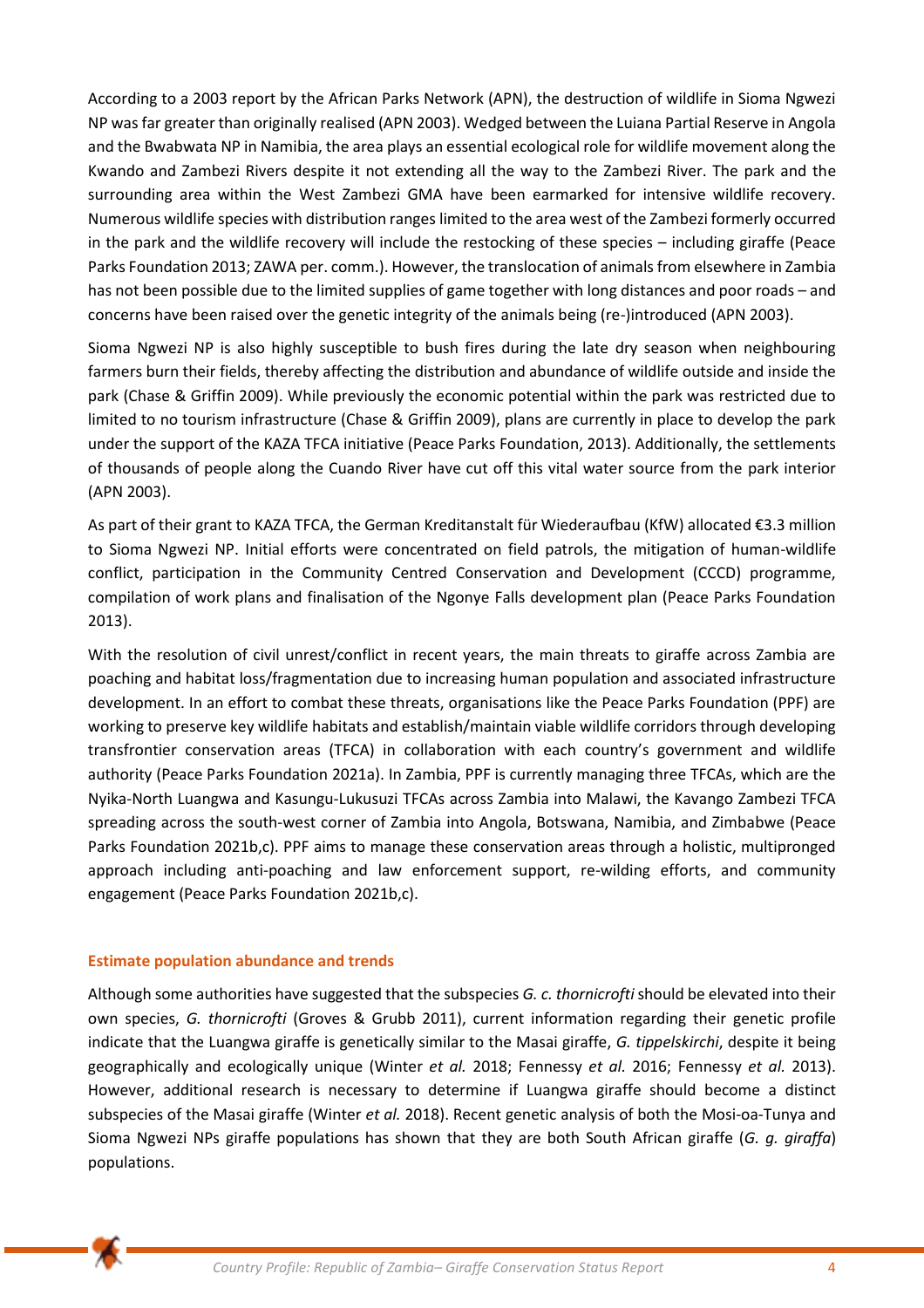According to a 2003 report by the African Parks Network (APN), the destruction of wildlife in Sioma Ngwezi NP was far greater than originally realised (APN 2003). Wedged between the Luiana Partial Reserve in Angola and the Bwabwata NP in Namibia, the area plays an essential ecological role for wildlife movement along the Kwando and Zambezi Rivers despite it not extending all the way to the Zambezi River. The park and the surrounding area within the West Zambezi GMA have been earmarked for intensive wildlife recovery. Numerous wildlife species with distribution ranges limited to the area west of the Zambezi formerly occurred in the park and the wildlife recovery will include the restocking of these species – including giraffe (Peace Parks Foundation 2013; ZAWA per. comm.). However, the translocation of animals from elsewhere in Zambia has not been possible due to the limited supplies of game together with long distances and poor roads – and concerns have been raised over the genetic integrity of the animals being (re-)introduced (APN 2003).

Sioma Ngwezi NP is also highly susceptible to bush fires during the late dry season when neighbouring farmers burn their fields, thereby affecting the distribution and abundance of wildlife outside and inside the park (Chase & Griffin 2009). While previously the economic potential within the park was restricted due to limited to no tourism infrastructure (Chase & Griffin 2009), plans are currently in place to develop the park under the support of the KAZA TFCA initiative (Peace Parks Foundation, 2013). Additionally, the settlements of thousands of people along the Cuando River have cut off this vital water source from the park interior (APN 2003).

As part of their grant to KAZA TFCA, the German Kreditanstalt für Wiederaufbau (KfW) allocated €3.3 million to Sioma Ngwezi NP. Initial efforts were concentrated on field patrols, the mitigation of human-wildlife conflict, participation in the Community Centred Conservation and Development (CCCD) programme, compilation of work plans and finalisation of the Ngonye Falls development plan (Peace Parks Foundation 2013).

With the resolution of civil unrest/conflict in recent years, the main threats to giraffe across Zambia are poaching and habitat loss/fragmentation due to increasing human population and associated infrastructure development. In an effort to combat these threats, organisations like the Peace Parks Foundation (PPF) are working to preserve key wildlife habitats and establish/maintain viable wildlife corridors through developing transfrontier conservation areas (TFCA) in collaboration with each country's government and wildlife authority (Peace Parks Foundation 2021a). In Zambia, PPF is currently managing three TFCAs, which are the Nyika-North Luangwa and Kasungu-Lukusuzi TFCAs across Zambia into Malawi, the Kavango Zambezi TFCA spreading across the south-west corner of Zambia into Angola, Botswana, Namibia, and Zimbabwe (Peace Parks Foundation 2021b,c). PPF aims to manage these conservation areas through a holistic, multipronged approach including anti-poaching and law enforcement support, re-wilding efforts, and community engagement (Peace Parks Foundation 2021b,c).

### Estimate population abundance and trends

Although some authorities have suggested that the subspecies *G. c. thornicrofti* should be elevated into their own species, *G. thornicrofti* (Groves & Grubb 2011), current information regarding their genetic profile indicate that the Luangwa giraffe is genetically similar to the Masai giraffe, *G. tippelskirchi*, despite it being geographically and ecologically unique (Winter *et al.* 2018; Fennessy *et al.* 2016; Fennessy *et al.* 2013). However, additional research is necessary to determine if Luangwa giraffe should become a distinct subspecies of the Masai giraffe (Winter *et al.* 2018). Recent genetic analysis of both the Mosi-oa-Tunya and Sioma Ngwezi NPs giraffe populations has shown that they are both South African giraffe (*G. g. giraffa*) populations.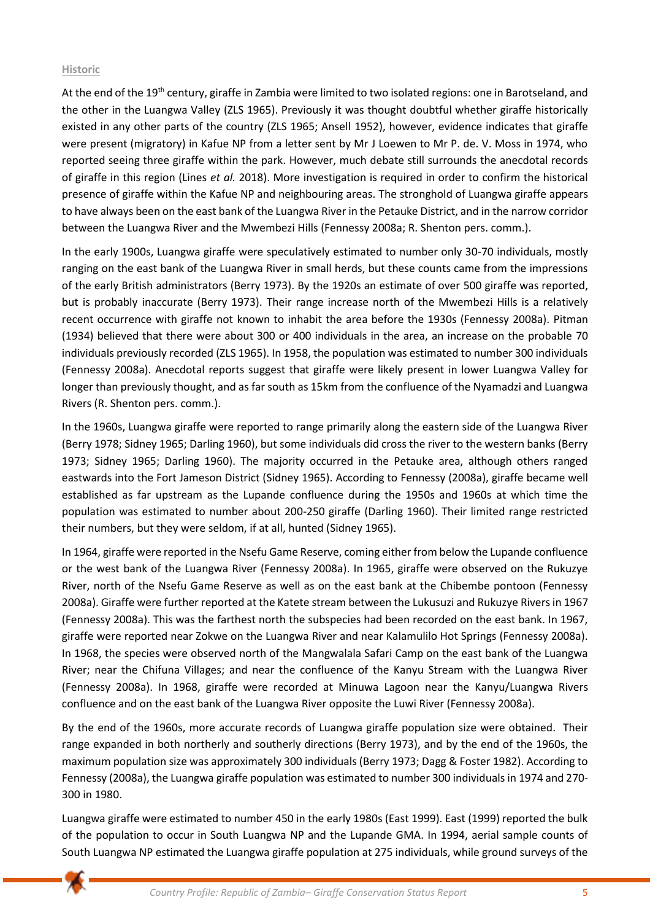### Historic

At the end of the 19th century, giraffe in Zambia were limited to two isolated regions: one in Barotseland, and the other in the Luangwa Valley (ZLS 1965). Previously it was thought doubtful whether giraffe historically existed in any other parts of the country (ZLS 1965; Ansell 1952), however, evidence indicates that giraffe were present (migratory) in Kafue NP from a letter sent by Mr J Loewen to Mr P. de. V. Moss in 1974, who reported seeing three giraffe within the park. However, much debate still surrounds the anecdotal records of giraffe in this region (Lines *et al.* 2018). More investigation is required in order to confirm the historical presence of giraffe within the Kafue NP and neighbouring areas. The stronghold of Luangwa giraffe appears to have always been on the east bank of the Luangwa River in the Petauke District, and in the narrow corridor between the Luangwa River and the Mwembezi Hills (Fennessy 2008a; R. Shenton pers. comm.).

In the early 1900s, Luangwa giraffe were speculatively estimated to number only 30-70 individuals, mostly ranging on the east bank of the Luangwa River in small herds, but these counts came from the impressions of the early British administrators (Berry 1973). By the 1920s an estimate of over 500 giraffe was reported, but is probably inaccurate (Berry 1973). Their range increase north of the Mwembezi Hills is a relatively recent occurrence with giraffe not known to inhabit the area before the 1930s (Fennessy 2008a). Pitman (1934) believed that there were about 300 or 400 individuals in the area, an increase on the probable 70 individuals previously recorded (ZLS 1965). In 1958, the population was estimated to number 300 individuals (Fennessy 2008a). Anecdotal reports suggest that giraffe were likely present in lower Luangwa Valley for longer than previously thought, and as far south as 15km from the confluence of the Nyamadzi and Luangwa Rivers (R. Shenton pers. comm.).

In the 1960s, Luangwa giraffe were reported to range primarily along the eastern side of the Luangwa River (Berry 1978; Sidney 1965; Darling 1960), but some individuals did cross the river to the western banks (Berry 1973; Sidney 1965; Darling 1960). The majority occurred in the Petauke area, although others ranged eastwards into the Fort Jameson District (Sidney 1965). According to Fennessy (2008a), giraffe became well established as far upstream as the Lupande confluence during the 1950s and 1960s at which time the population was estimated to number about 200-250 giraffe (Darling 1960). Their limited range restricted their numbers, but they were seldom, if at all, hunted (Sidney 1965).

In 1964, giraffe were reported in the Nsefu Game Reserve, coming either from below the Lupande confluence or the west bank of the Luangwa River (Fennessy 2008a). In 1965, giraffe were observed on the Rukuzye River, north of the Nsefu Game Reserve as well as on the east bank at the Chibembe pontoon (Fennessy 2008a). Giraffe were further reported at the Katete stream between the Lukusuzi and Rukuzye Rivers in 1967 (Fennessy 2008a). This was the farthest north the subspecies had been recorded on the east bank. In 1967, giraffe were reported near Zokwe on the Luangwa River and near Kalamulilo Hot Springs (Fennessy 2008a). In 1968, the species were observed north of the Mangwalala Safari Camp on the east bank of the Luangwa River; near the Chifuna Villages; and near the confluence of the Kanyu Stream with the Luangwa River (Fennessy 2008a). In 1968, giraffe were recorded at Minuwa Lagoon near the Kanyu/Luangwa Rivers confluence and on the east bank of the Luangwa River opposite the Luwi River (Fennessy 2008a).

By the end of the 1960s, more accurate records of Luangwa giraffe population size were obtained. Their range expanded in both northerly and southerly directions (Berry 1973), and by the end of the 1960s, the maximum population size was approximately 300 individuals (Berry 1973; Dagg & Foster 1982). According to Fennessy (2008a), the Luangwa giraffe population was estimated to number 300 individuals in 1974 and 270-300 in 1980.

Luangwa giraffe were estimated to number 450 in the early 1980s (East 1999). East (1999) reported the bulk of the population to occur in South Luangwa NP and the Lupande GMA. In 1994, aerial sample counts of South Luangwa NP estimated the Luangwa giraffe population at 275 individuals, while ground surveys of the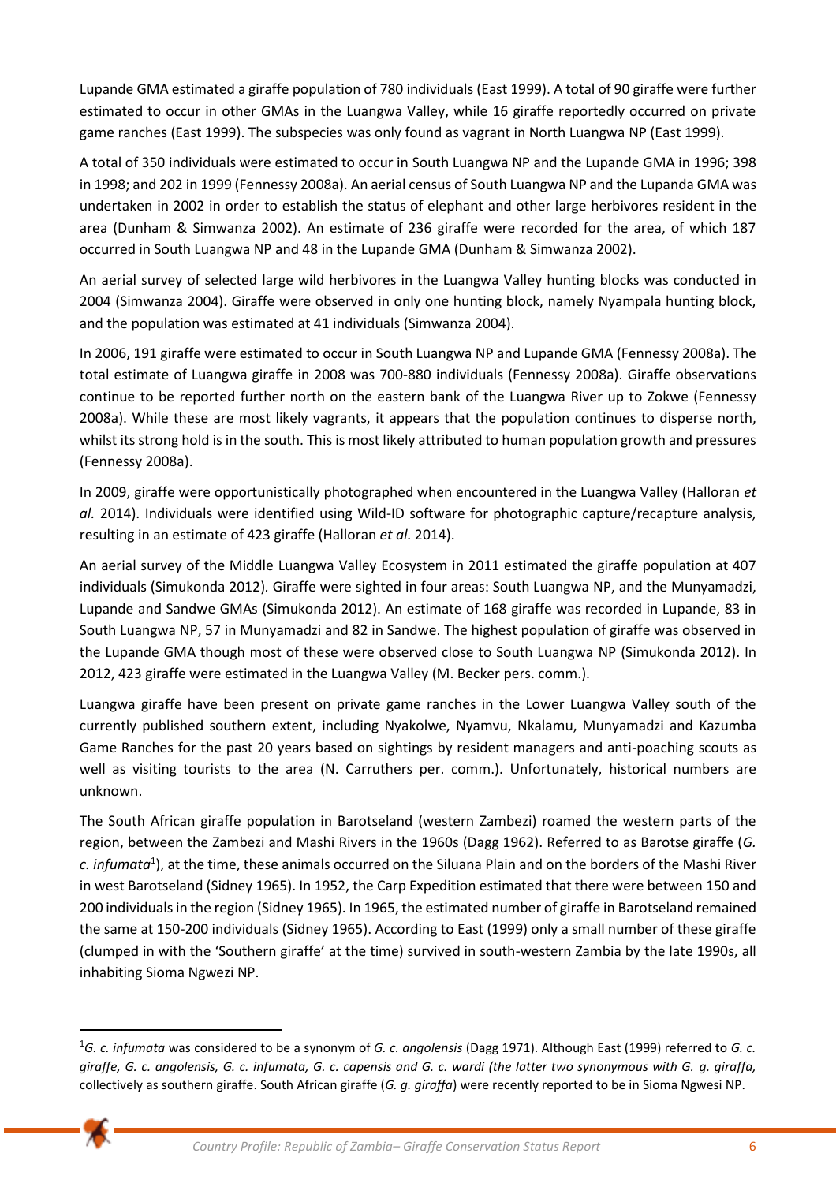Lupande GMA estimated a giraffe population of 780 individuals (East 1999). A total of 90 giraffe were further estimated to occur in other GMAs in the Luangwa Valley, while 16 giraffe reportedly occurred on private game ranches (East 1999). The subspecies was only found as vagrant in North Luangwa NP (East 1999).

A total of 350 individuals were estimated to occur in South Luangwa NP and the Lupande GMA in 1996; 398 in 1998; and 202 in 1999 (Fennessy 2008a). An aerial census of South Luangwa NP and the Lupanda GMA was undertaken in 2002 in order to establish the status of elephant and other large herbivores resident in the area (Dunham & Simwanza 2002). An estimate of 236 giraffe were recorded for the area, of which 187 occurred in South Luangwa NP and 48 in the Lupande GMA (Dunham & Simwanza 2002).

An aerial survey of selected large wild herbivores in the Luangwa Valley hunting blocks was conducted in 2004 (Simwanza 2004). Giraffe were observed in only one hunting block, namely Nyampala hunting block, and the population was estimated at 41 individuals (Simwanza 2004).

In 2006, 191 giraffe were estimated to occur in South Luangwa NP and Lupande GMA (Fennessy 2008a). The total estimate of Luangwa giraffe in 2008 was 700-880 individuals (Fennessy 2008a). Giraffe observations continue to be reported further north on the eastern bank of the Luangwa River up to Zokwe (Fennessy 2008a). While these are most likely vagrants, it appears that the population continues to disperse north, whilst its strong hold is in the south. This is most likely attributed to human population growth and pressures (Fennessy 2008a).

In 2009, giraffe were opportunistically photographed when encountered in the Luangwa Valley (Halloran *et al.* 2014). Individuals were identified using Wild-ID software for photographic capture/recapture analysis, resulting in an estimate of 423 giraffe (Halloran *et al.* 2014).

An aerial survey of the Middle Luangwa Valley Ecosystem in 2011 estimated the giraffe population at 407 individuals (Simukonda 2012). Giraffe were sighted in four areas: South Luangwa NP, and the Munyamadzi, Lupande and Sandwe GMAs (Simukonda 2012). An estimate of 168 giraffe was recorded in Lupande, 83 in South Luangwa NP, 57 in Munyamadzi and 82 in Sandwe. The highest population of giraffe was observed in the Lupande GMA though most of these were observed close to South Luangwa NP (Simukonda 2012). In 2012, 423 giraffe were estimated in the Luangwa Valley (M. Becker pers. comm.).

Luangwa giraffe have been present on private game ranches in the Lower Luangwa Valley south of the currently published southern extent, including Nyakolwe, Nyamvu, Nkalamu, Munyamadzi and Kazumba Game Ranches for the past 20 years based on sightings by resident managers and anti-poaching scouts as well as visiting tourists to the area (N. Carruthers per. comm.). Unfortunately, historical numbers are unknown.

The South African giraffe population in Barotseland (western Zambezi) roamed the western parts of the region, between the Zambezi and Mashi Rivers in the 1960s (Dagg 1962). Referred to as Barotse giraffe (*G. c. infumata*[1]), at the time, these animals occurred on the Siluana Plain and on the borders of the Mashi River in west Barotseland (Sidney 1965). In 1952, the Carp Expedition estimated that there were between 150 and 200 individuals in the region (Sidney 1965). In 1965, the estimated number of giraffe in Barotseland remained the same at 150-200 individuals (Sidney 1965). According to East (1999) only a small number of these giraffe (clumped in with the 'Southern giraffe' at the time) survived in south-western Zambia by the late 1990s, all inhabiting Sioma Ngwezi NP.

---

[1] *G. c. infumata* was considered to be a synonym of *G. c. angolensis* (Dagg 1971). Although East (1999) referred to *G. c. giraffe, G. c. angolensis, G. c. infumata, G. c. capensis and G. c. wardi (the latter two synonymous with G. g. giraffa,* collectively as southern giraffe. South African giraffe (*G. g. giraffa*) were recently reported to be in Sioma Ngwesi NP.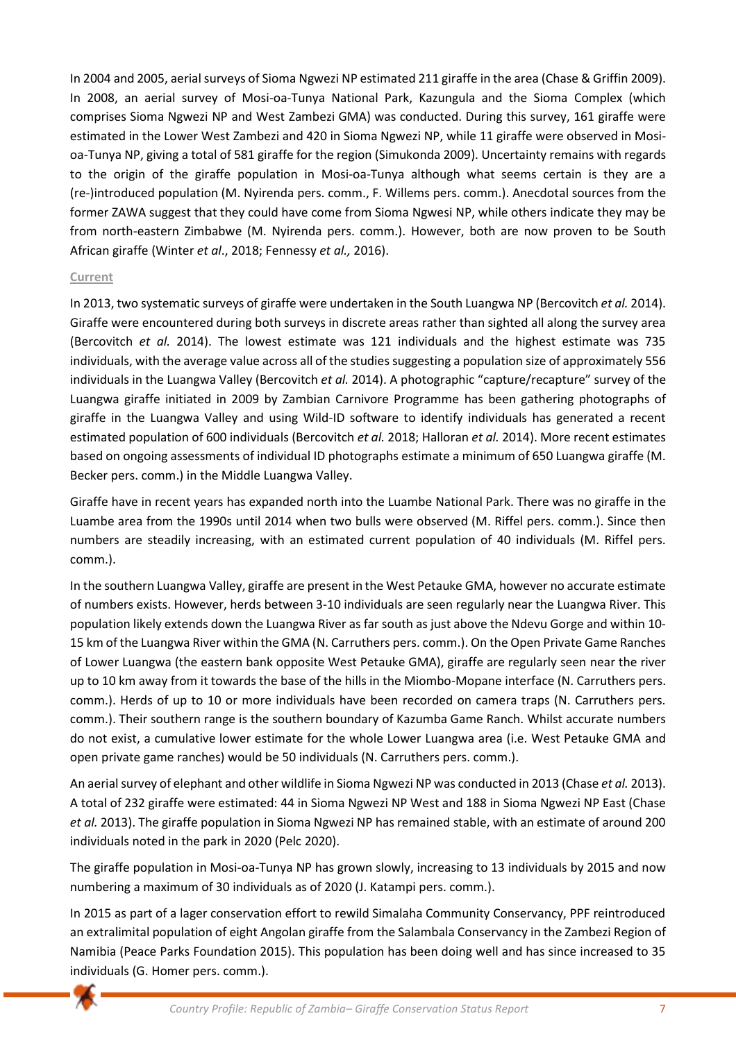In 2004 and 2005, aerial surveys of Sioma Ngwezi NP estimated 211 giraffe in the area (Chase & Griffin 2009). In 2008, an aerial survey of Mosi-oa-Tunya National Park, Kazungula and the Sioma Complex (which comprises Sioma Ngwezi NP and West Zambezi GMA) was conducted. During this survey, 161 giraffe were estimated in the Lower West Zambezi and 420 in Sioma Ngwezi NP, while 11 giraffe were observed in Mosi-oa-Tunya NP, giving a total of 581 giraffe for the region (Simukonda 2009). Uncertainty remains with regards to the origin of the giraffe population in Mosi-oa-Tunya although what seems certain is they are a (re-)introduced population (M. Nyirenda pers. comm., F. Willems pers. comm.). Anecdotal sources from the former ZAWA suggest that they could have come from Sioma Ngwesi NP, while others indicate they may be from north-eastern Zimbabwe (M. Nyirenda pers. comm.). However, both are now proven to be South African giraffe (Winter *et al*., 2018; Fennessy *et al.,* 2016).

### Current

In 2013, two systematic surveys of giraffe were undertaken in the South Luangwa NP (Bercovitch *et al.* 2014). Giraffe were encountered during both surveys in discrete areas rather than sighted all along the survey area (Bercovitch *et al.* 2014). The lowest estimate was 121 individuals and the highest estimate was 735 individuals, with the average value across all of the studies suggesting a population size of approximately 556 individuals in the Luangwa Valley (Bercovitch *et al.* 2014). A photographic "capture/recapture" survey of the Luangwa giraffe initiated in 2009 by Zambian Carnivore Programme has been gathering photographs of giraffe in the Luangwa Valley and using Wild-ID software to identify individuals has generated a recent estimated population of 600 individuals (Bercovitch *et al.* 2018; Halloran *et al.* 2014). More recent estimates based on ongoing assessments of individual ID photographs estimate a minimum of 650 Luangwa giraffe (M. Becker pers. comm.) in the Middle Luangwa Valley.

Giraffe have in recent years has expanded north into the Luambe National Park. There was no giraffe in the Luambe area from the 1990s until 2014 when two bulls were observed (M. Riffel pers. comm.). Since then numbers are steadily increasing, with an estimated current population of 40 individuals (M. Riffel pers. comm.).

In the southern Luangwa Valley, giraffe are present in the West Petauke GMA, however no accurate estimate of numbers exists. However, herds between 3-10 individuals are seen regularly near the Luangwa River. This population likely extends down the Luangwa River as far south as just above the Ndevu Gorge and within 10-15 km of the Luangwa River within the GMA (N. Carruthers pers. comm.). On the Open Private Game Ranches of Lower Luangwa (the eastern bank opposite West Petauke GMA), giraffe are regularly seen near the river up to 10 km away from it towards the base of the hills in the Miombo-Mopane interface (N. Carruthers pers. comm.). Herds of up to 10 or more individuals have been recorded on camera traps (N. Carruthers pers. comm.). Their southern range is the southern boundary of Kazumba Game Ranch. Whilst accurate numbers do not exist, a cumulative lower estimate for the whole Lower Luangwa area (i.e. West Petauke GMA and open private game ranches) would be 50 individuals (N. Carruthers pers. comm.).

An aerial survey of elephant and other wildlife in Sioma Ngwezi NP was conducted in 2013 (Chase *et al.* 2013). A total of 232 giraffe were estimated: 44 in Sioma Ngwezi NP West and 188 in Sioma Ngwezi NP East (Chase *et al.* 2013). The giraffe population in Sioma Ngwezi NP has remained stable, with an estimate of around 200 individuals noted in the park in 2020 (Pelc 2020).

The giraffe population in Mosi-oa-Tunya NP has grown slowly, increasing to 13 individuals by 2015 and now numbering a maximum of 30 individuals as of 2020 (J. Katampi pers. comm.).

In 2015 as part of a lager conservation effort to rewild Simalaha Community Conservancy, PPF reintroduced an extralimital population of eight Angolan giraffe from the Salambala Conservancy in the Zambezi Region of Namibia (Peace Parks Foundation 2015). This population has been doing well and has since increased to 35 individuals (G. Homer pers. comm.).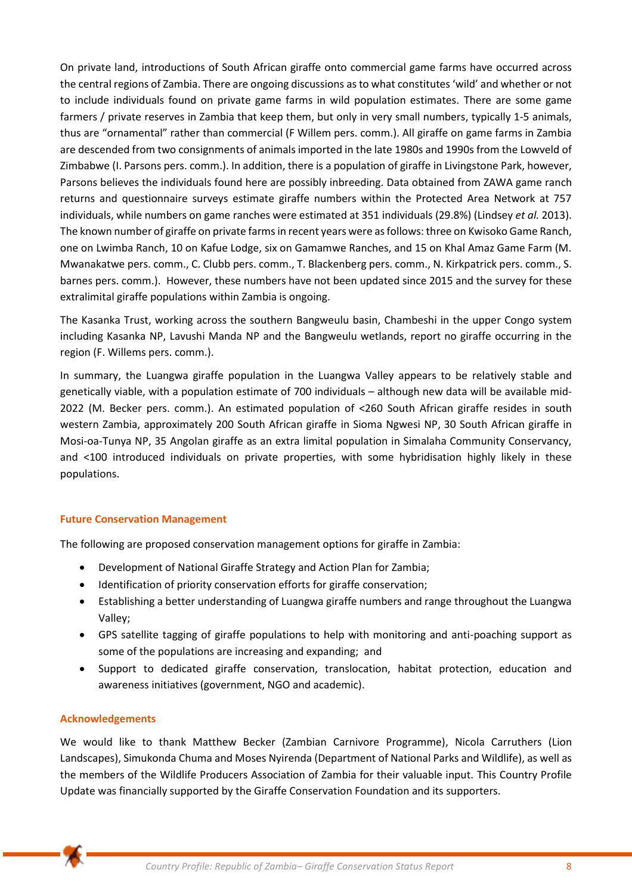On private land, introductions of South African giraffe onto commercial game farms have occurred across the central regions of Zambia. There are ongoing discussions as to what constitutes 'wild' and whether or not to include individuals found on private game farms in wild population estimates. There are some game farmers / private reserves in Zambia that keep them, but only in very small numbers, typically 1-5 animals, thus are "ornamental" rather than commercial (F Willem pers. comm.). All giraffe on game farms in Zambia are descended from two consignments of animals imported in the late 1980s and 1990s from the Lowveld of Zimbabwe (I. Parsons pers. comm.). In addition, there is a population of giraffe in Livingstone Park, however, Parsons believes the individuals found here are possibly inbreeding. Data obtained from ZAWA game ranch returns and questionnaire surveys estimate giraffe numbers within the Protected Area Network at 757 individuals, while numbers on game ranches were estimated at 351 individuals (29.8%) (Lindsey *et al.* 2013). The known number of giraffe on private farms in recent years were as follows: three on Kwisoko Game Ranch, one on Lwimba Ranch, 10 on Kafue Lodge, six on Gamamwe Ranches, and 15 on Khal Amaz Game Farm (M. Mwanakatwe pers. comm., C. Clubb pers. comm., T. Blackenberg pers. comm., N. Kirkpatrick pers. comm., S. barnes pers. comm.). However, these numbers have not been updated since 2015 and the survey for these extralimital giraffe populations within Zambia is ongoing.

The Kasanka Trust, working across the southern Bangweulu basin, Chambeshi in the upper Congo system including Kasanka NP, Lavushi Manda NP and the Bangweulu wetlands, report no giraffe occurring in the region (F. Willems pers. comm.).

In summary, the Luangwa giraffe population in the Luangwa Valley appears to be relatively stable and genetically viable, with a population estimate of 700 individuals – although new data will be available mid-2022 (M. Becker pers. comm.). An estimated population of <260 South African giraffe resides in south western Zambia, approximately 200 South African giraffe in Sioma Ngwesi NP, 30 South African giraffe in Mosi-oa-Tunya NP, 35 Angolan giraffe as an extra limital population in Simalaha Community Conservancy, and <100 introduced individuals on private properties, with some hybridisation highly likely in these populations.

## Future Conservation Management

The following are proposed conservation management options for giraffe in Zambia:

- Development of National Giraffe Strategy and Action Plan for Zambia;
- Identification of priority conservation efforts for giraffe conservation;
- Establishing a better understanding of Luangwa giraffe numbers and range throughout the Luangwa Valley;
- GPS satellite tagging of giraffe populations to help with monitoring and anti-poaching support as some of the populations are increasing and expanding; and
- Support to dedicated giraffe conservation, translocation, habitat protection, education and awareness initiatives (government, NGO and academic).

## Acknowledgements

We would like to thank Matthew Becker (Zambian Carnivore Programme), Nicola Carruthers (Lion Landscapes), Simukonda Chuma and Moses Nyirenda (Department of National Parks and Wildlife), as well as the members of the Wildlife Producers Association of Zambia for their valuable input. This Country Profile Update was financially supported by the Giraffe Conservation Foundation and its supporters.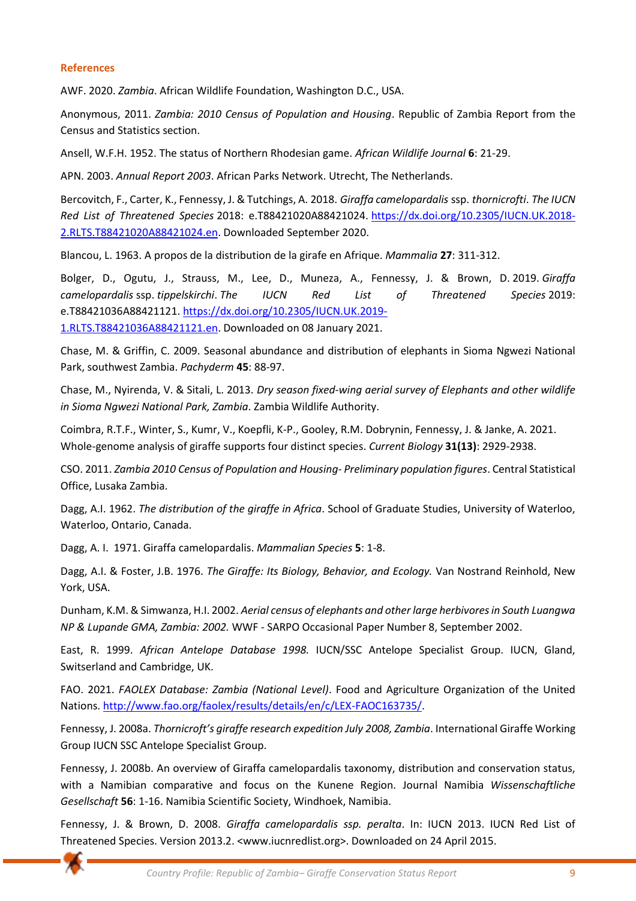### References

AWF. 2020. *Zambia*. African Wildlife Foundation, Washington D.C., USA.

Anonymous, 2011. *Zambia: 2010 Census of Population and Housing*. Republic of Zambia Report from the Census and Statistics section.

Ansell, W.F.H. 1952. The status of Northern Rhodesian game. *African Wildlife Journal* **6**: 21-29.

APN. 2003. *Annual Report 2003*. African Parks Network. Utrecht, The Netherlands.

Bercovitch, F., Carter, K., Fennessy, J. & Tutchings, A. 2018. *Giraffa camelopardalis* ssp. *thornicrofti*. *The IUCN Red List of Threatened Species* 2018: e.T88421020A88421024. https://dx.doi.org/10.2305/IUCN.UK.2018-2.RLTS.T88421020A88421024.en. Downloaded September 2020.

Blancou, L. 1963. A propos de la distribution de la girafe en Afrique. *Mammalia* **27**: 311-312.

Bolger, D., Ogutu, J., Strauss, M., Lee, D., Muneza, A., Fennessy, J. & Brown, D. 2019. *Giraffa camelopardalis* ssp. *tippelskirchi*. *The IUCN Red List of Threatened Species* 2019: e.T88421036A88421121. https://dx.doi.org/10.2305/IUCN.UK.2019-1.RLTS.T88421036A88421121.en. Downloaded on 08 January 2021.

Chase, M. & Griffin, C. 2009. Seasonal abundance and distribution of elephants in Sioma Ngwezi National Park, southwest Zambia. *Pachyderm* **45**: 88-97.

Chase, M., Nyirenda, V. & Sitali, L. 2013. *Dry season fixed-wing aerial survey of Elephants and other wildlife in Sioma Ngwezi National Park, Zambia*. Zambia Wildlife Authority.

Coimbra, R.T.F., Winter, S., Kumr, V., Koepfli, K-P., Gooley, R.M. Dobrynin, Fennessy, J. & Janke, A. 2021. Whole-genome analysis of giraffe supports four distinct species. *Current Biology* **31(13)**: 2929-2938.

CSO. 2011. *Zambia 2010 Census of Population and Housing- Preliminary population figures*. Central Statistical Office, Lusaka Zambia.

Dagg, A.I. 1962. *The distribution of the giraffe in Africa*. School of Graduate Studies, University of Waterloo, Waterloo, Ontario, Canada.

Dagg, A. I. 1971. Giraffa camelopardalis. *Mammalian Species* **5**: 1-8.

Dagg, A.I. & Foster, J.B. 1976. *The Giraffe: Its Biology, Behavior, and Ecology.* Van Nostrand Reinhold, New York, USA.

Dunham, K.M. & Simwanza, H.I. 2002. *Aerial census of elephants and other large herbivores in South Luangwa NP & Lupande GMA, Zambia: 2002.* WWF - SARPO Occasional Paper Number 8, September 2002.

East, R. 1999. *African Antelope Database 1998.* IUCN/SSC Antelope Specialist Group. IUCN, Gland, Switserland and Cambridge, UK.

FAO. 2021. *FAOLEX Database: Zambia (National Level)*. Food and Agriculture Organization of the United Nations. http://www.fao.org/faolex/results/details/en/c/LEX-FAOC163735/.

Fennessy, J. 2008a. *Thornicroft's giraffe research expedition July 2008, Zambia*. International Giraffe Working Group IUCN SSC Antelope Specialist Group.

Fennessy, J. 2008b. An overview of Giraffa camelopardalis taxonomy, distribution and conservation status, with a Namibian comparative and focus on the Kunene Region. Journal Namibia *Wissenschaftliche Gesellschaft* **56**: 1-16. Namibia Scientific Society, Windhoek, Namibia.

Fennessy, J. & Brown, D. 2008. *Giraffa camelopardalis ssp. peralta*. In: IUCN 2013. IUCN Red List of Threatened Species. Version 2013.2. <www.iucnredlist.org>. Downloaded on 24 April 2015.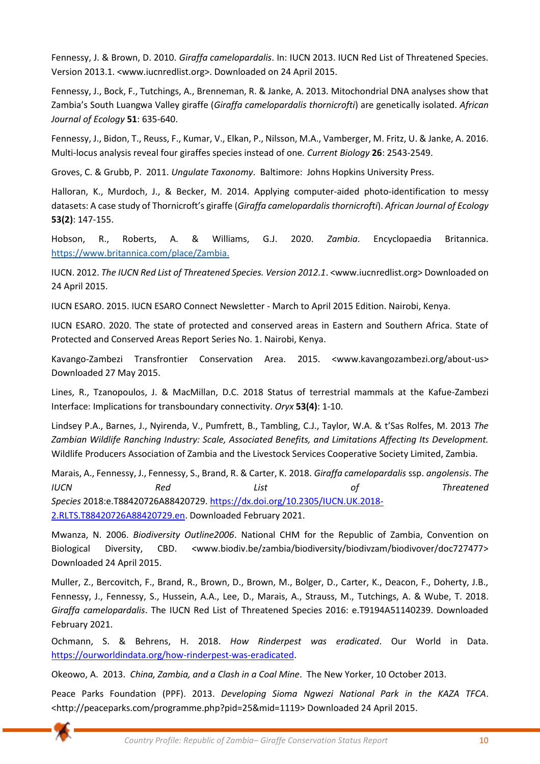Fennessy, J. & Brown, D. 2010. *Giraffa camelopardalis*. In: IUCN 2013. IUCN Red List of Threatened Species. Version 2013.1. <www.iucnredlist.org>. Downloaded on 24 April 2015.

Fennessy, J., Bock, F., Tutchings, A., Brenneman, R. & Janke, A. 2013. Mitochondrial DNA analyses show that Zambia's South Luangwa Valley giraffe (*Giraffa camelopardalis thornicrofti*) are genetically isolated. *African Journal of Ecology* **51**: 635-640.

Fennessy, J., Bidon, T., Reuss, F., Kumar, V., Elkan, P., Nilsson, M.A., Vamberger, M. Fritz, U. & Janke, A. 2016. Multi-locus analysis reveal four giraffes species instead of one. *Current Biology* **26**: 2543-2549.

Groves, C. & Grubb, P. 2011. *Ungulate Taxonomy*. Baltimore: Johns Hopkins University Press.

Halloran, K., Murdoch, J., & Becker, M. 2014. Applying computer-aided photo-identification to messy datasets: A case study of Thornicroft's giraffe (*Giraffa camelopardalis thornicrofti*). *African Journal of Ecology* **53(2)**: 147-155.

Hobson, R., Roberts, A. & Williams, G.J. 2020. *Zambia*. Encyclopaedia Britannica. https://www.britannica.com/place/Zambia.

IUCN. 2012. *The IUCN Red List of Threatened Species. Version 2012.1*. <www.iucnredlist.org> Downloaded on 24 April 2015.

IUCN ESARO. 2015. IUCN ESARO Connect Newsletter - March to April 2015 Edition. Nairobi, Kenya.

IUCN ESARO. 2020. The state of protected and conserved areas in Eastern and Southern Africa. State of Protected and Conserved Areas Report Series No. 1. Nairobi, Kenya.

Kavango-Zambezi Transfrontier Conservation Area. 2015. <www.kavangozambezi.org/about-us> Downloaded 27 May 2015.

Lines, R., Tzanopoulos, J. & MacMillan, D.C. 2018 Status of terrestrial mammals at the Kafue-Zambezi Interface: Implications for transboundary connectivity. *Oryx* **53(4)**: 1-10.

Lindsey P.A., Barnes, J., Nyirenda, V., Pumfrett, B., Tambling, C.J., Taylor, W.A. & t'Sas Rolfes, M. 2013 *The Zambian Wildlife Ranching Industry: Scale, Associated Benefits, and Limitations Affecting Its Development.* Wildlife Producers Association of Zambia and the Livestock Services Cooperative Society Limited, Zambia.

Marais, A., Fennessy, J., Fennessy, S., Brand, R. & Carter, K. 2018. *Giraffa camelopardalis* ssp. *angolensis*. *The IUCN Red List of Threatened Species* 2018:e.T88420726A88420729. https://dx.doi.org/10.2305/IUCN.UK.2018-2.RLTS.T88420726A88420729.en. Downloaded February 2021.

Mwanza, N. 2006. *Biodiversity Outline2006*. National CHM for the Republic of Zambia, Convention on Biological Diversity, CBD. <www.biodiv.be/zambia/biodiversity/biodivzam/biodivover/doc727477> Downloaded 24 April 2015.

Muller, Z., Bercovitch, F., Brand, R., Brown, D., Brown, M., Bolger, D., Carter, K., Deacon, F., Doherty, J.B., Fennessy, J., Fennessy, S., Hussein, A.A., Lee, D., Marais, A., Strauss, M., Tutchings, A. & Wube, T. 2018. *Giraffa camelopardalis*. The IUCN Red List of Threatened Species 2016: e.T9194A51140239. Downloaded February 2021.

Ochmann, S. & Behrens, H. 2018. *How Rinderpest was eradicated*. Our World in Data. https://ourworldindata.org/how-rinderpest-was-eradicated.

Okeowo, A. 2013. *China, Zambia, and a Clash in a Coal Mine*. The New Yorker, 10 October 2013.

Peace Parks Foundation (PPF). 2013. *Developing Sioma Ngwezi National Park in the KAZA TFCA*. <http://peaceparks.com/programme.php?pid=25&mid=1119> Downloaded 24 April 2015.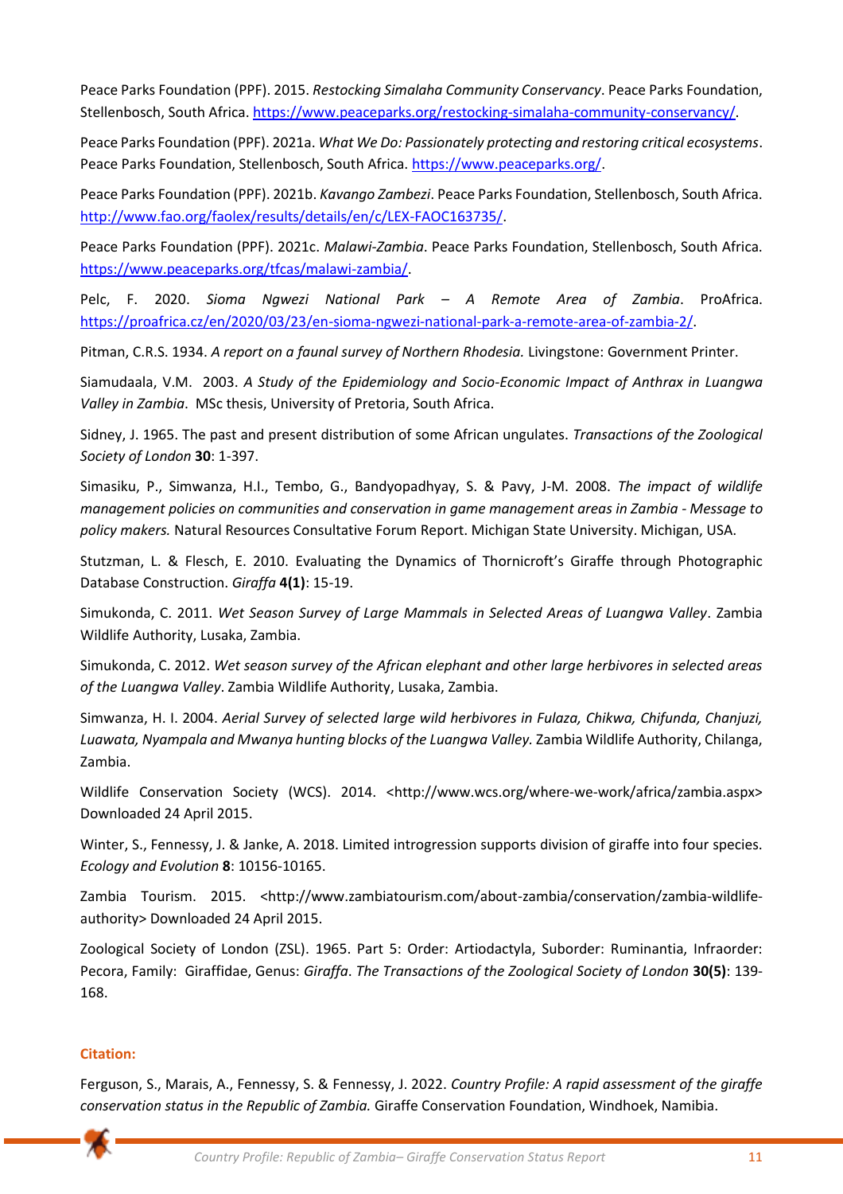Peace Parks Foundation (PPF). 2015. *Restocking Simalaha Community Conservancy*. Peace Parks Foundation, Stellenbosch, South Africa. https://www.peaceparks.org/restocking-simalaha-community-conservancy/.

Peace Parks Foundation (PPF). 2021a. *What We Do: Passionately protecting and restoring critical ecosystems*. Peace Parks Foundation, Stellenbosch, South Africa. https://www.peaceparks.org/.

Peace Parks Foundation (PPF). 2021b. *Kavango Zambezi*. Peace Parks Foundation, Stellenbosch, South Africa. http://www.fao.org/faolex/results/details/en/c/LEX-FAOC163735/.

Peace Parks Foundation (PPF). 2021c. *Malawi-Zambia*. Peace Parks Foundation, Stellenbosch, South Africa. https://www.peaceparks.org/tfcas/malawi-zambia/.

Pelc, F. 2020. *Sioma Ngwezi National Park – A Remote Area of Zambia*. ProAfrica. https://proafrica.cz/en/2020/03/23/en-sioma-ngwezi-national-park-a-remote-area-of-zambia-2/.

Pitman, C.R.S. 1934. *A report on a faunal survey of Northern Rhodesia.* Livingstone: Government Printer.

Siamudaala, V.M. 2003. *A Study of the Epidemiology and Socio-Economic Impact of Anthrax in Luangwa Valley in Zambia*. MSc thesis, University of Pretoria, South Africa.

Sidney, J. 1965. The past and present distribution of some African ungulates. *Transactions of the Zoological Society of London* **30**: 1-397.

Simasiku, P., Simwanza, H.I., Tembo, G., Bandyopadhyay, S. & Pavy, J-M. 2008. *The impact of wildlife management policies on communities and conservation in game management areas in Zambia - Message to policy makers.* Natural Resources Consultative Forum Report. Michigan State University. Michigan, USA.

Stutzman, L. & Flesch, E. 2010. Evaluating the Dynamics of Thornicroft's Giraffe through Photographic Database Construction. *Giraffa* **4(1)**: 15-19.

Simukonda, C. 2011. *Wet Season Survey of Large Mammals in Selected Areas of Luangwa Valley*. Zambia Wildlife Authority, Lusaka, Zambia.

Simukonda, C. 2012. *Wet season survey of the African elephant and other large herbivores in selected areas of the Luangwa Valley*. Zambia Wildlife Authority, Lusaka, Zambia.

Simwanza, H. I. 2004. *Aerial Survey of selected large wild herbivores in Fulaza, Chikwa, Chifunda, Chanjuzi, Luawata, Nyampala and Mwanya hunting blocks of the Luangwa Valley.* Zambia Wildlife Authority, Chilanga, Zambia.

Wildlife Conservation Society (WCS). 2014. <http://www.wcs.org/where-we-work/africa/zambia.aspx> Downloaded 24 April 2015.

Winter, S., Fennessy, J. & Janke, A. 2018. Limited introgression supports division of giraffe into four species. *Ecology and Evolution* **8**: 10156-10165.

Zambia Tourism. 2015. <http://www.zambiatourism.com/about-zambia/conservation/zambia-wildlife-authority> Downloaded 24 April 2015.

Zoological Society of London (ZSL). 1965. Part 5: Order: Artiodactyla, Suborder: Ruminantia, Infraorder: Pecora, Family: Giraffidae, Genus: *Giraffa*. *The Transactions of the Zoological Society of London* **30(5)**: 139-168.

**Citation:**

Ferguson, S., Marais, A., Fennessy, S. & Fennessy, J. 2022. *Country Profile: A rapid assessment of the giraffe conservation status in the Republic of Zambia.* Giraffe Conservation Foundation, Windhoek, Namibia.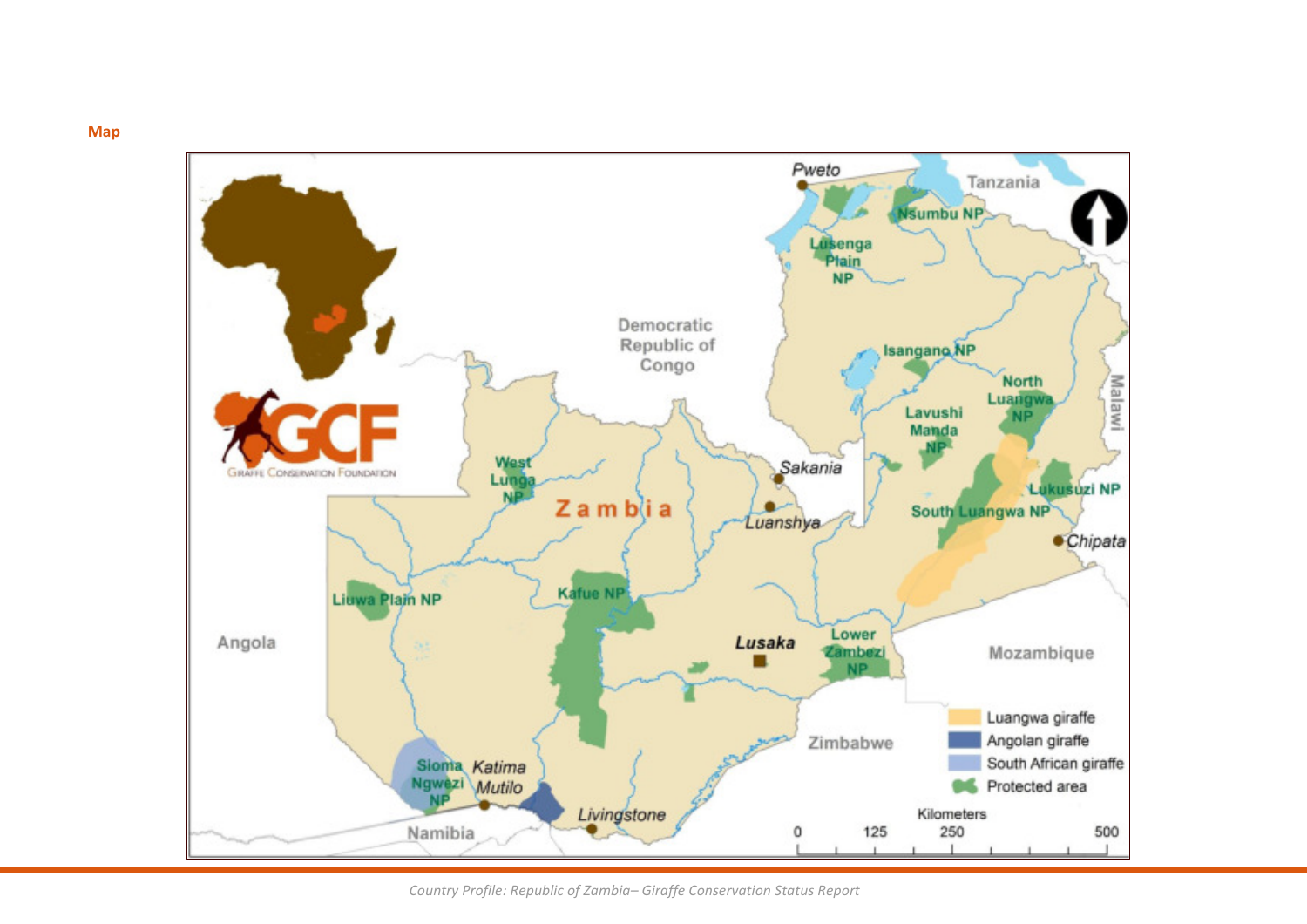## Map

Pweto
Tanzania
Nsumbu NP
Lusenga Plain NP
Democratic Republic of Congo
Isangano NP
North Luangwa NP
Malawi
Lavushi Manda NP
West Lunga NP
Sakania
Zambia
Luanshya
Lukusuzi NP
South Luangwa NP
Chipata
Liuwa Plain NP
Kafue NP
Lower Zambezi NP
Lusaka
Angola
Mozambique
Zimbabwe
Sioma Ngwezi NP
Katima Mutilo
Livingstone
Namibia
Luangwa giraffe
Angolan giraffe
South African giraffe
Protected area
Kilometers
0 125 250 500
GCF
Giraffe Conservation Foundation